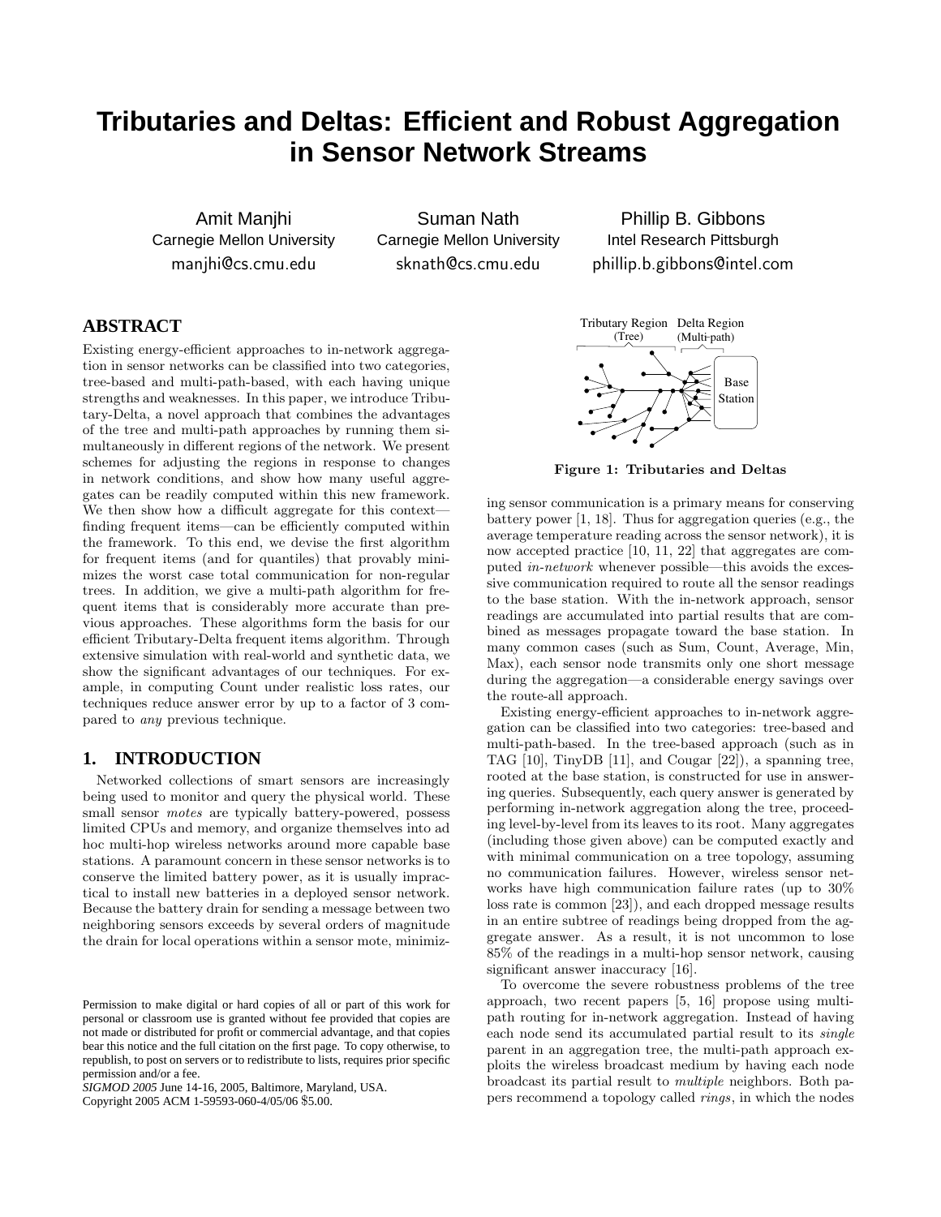# Tributaries and Deltas: Efficient and Robust Aggregation in Sensor Network Streams

Amit Manjhi
Carnegie Mellon University
manjhi@cs.cmu.edu

Suman Nath
Carnegie Mellon University
sknath@cs.cmu.edu

Phillip B. Gibbons
Intel Research Pittsburgh
phillip.b.gibbons@intel.com

## ABSTRACT

Existing energy-efficient approaches to in-network aggregation in sensor networks can be classified into two categories, tree-based and multi-path-based, with each having unique strengths and weaknesses. In this paper, we introduce Tributary-Delta, a novel approach that combines the advantages of the tree and multi-path approaches by running them simultaneously in different regions of the network. We present schemes for adjusting the regions in response to changes in network conditions, and show how many useful aggregates can be readily computed within this new framework. We then show how a difficult aggregate for this context—finding frequent items—can be efficiently computed within the framework. To this end, we devise the first algorithm for frequent items (and for quantiles) that provably minimizes the worst case total communication for non-regular trees. In addition, we give a multi-path algorithm for frequent items that is considerably more accurate than previous approaches. These algorithms form the basis for our efficient Tributary-Delta frequent items algorithm. Through extensive simulation with real-world and synthetic data, we show the significant advantages of our techniques. For example, in computing Count under realistic loss rates, our techniques reduce answer error by up to a factor of 3 compared to *any* previous technique.

## 1. INTRODUCTION

Networked collections of smart sensors are increasingly being used to monitor and query the physical world. These small sensor *motes* are typically battery-powered, possess limited CPUs and memory, and organize themselves into ad hoc multi-hop wireless networks around more capable base stations. A paramount concern in these sensor networks is to conserve the limited battery power, as it is usually impractical to install new batteries in a deployed sensor network. Because the battery drain for sending a message between two neighboring sensors exceeds by several orders of magnitude the drain for local operations within a sensor mote, minimizing sensor communication is a primary means for conserving battery power [1, 18]. Thus for aggregation queries (e.g., the average temperature reading across the sensor network), it is now accepted practice [10, 11, 22] that aggregates are computed *in-network* whenever possible—this avoids the excessive communication required to route all the sensor readings to the base station. With the in-network approach, sensor readings are accumulated into partial results that are combined as messages propagate toward the base station. In many common cases (such as Sum, Count, Average, Min, Max), each sensor node transmits only one short message during the aggregation—a considerable energy savings over the route-all approach.

Tributary Region (Tree)
Delta Region (Multi-path)
Base Station

**Figure 1: Tributaries and Deltas**

Existing energy-efficient approaches to in-network aggregation can be classified into two categories: tree-based and multi-path-based. In the tree-based approach (such as in TAG [10], TinyDB [11], and Cougar [22]), a spanning tree, rooted at the base station, is constructed for use in answering queries. Subsequently, each query answer is generated by performing in-network aggregation along the tree, proceeding level-by-level from its leaves to its root. Many aggregates (including those given above) can be computed exactly and with minimal communication on a tree topology, assuming no communication failures. However, wireless sensor networks have high communication failure rates (up to 30% loss rate is common [23]), and each dropped message results in an entire subtree of readings being dropped from the aggregate answer. As a result, it is not uncommon to lose 85% of the readings in a multi-hop sensor network, causing significant answer inaccuracy [16].

To overcome the severe robustness problems of the tree approach, two recent papers [5, 16] propose using multi-path routing for in-network aggregation. Instead of having each node send its accumulated partial result to its *single* parent in an aggregation tree, the multi-path approach exploits the wireless broadcast medium by having each node broadcast its partial result to *multiple* neighbors. Both papers recommend a topology called *rings*, in which the nodes

Permission to make digital or hard copies of all or part of this work for personal or classroom use is granted without fee provided that copies are not made or distributed for profit or commercial advantage, and that copies bear this notice and the full citation on the first page. To copy otherwise, to republish, to post on servers or to redistribute to lists, requires prior specific permission and/or a fee.
*SIGMOD 2005* June 14-16, 2005, Baltimore, Maryland, USA.
Copyright 2005 ACM 1-59593-060-4/05/06 $5.00.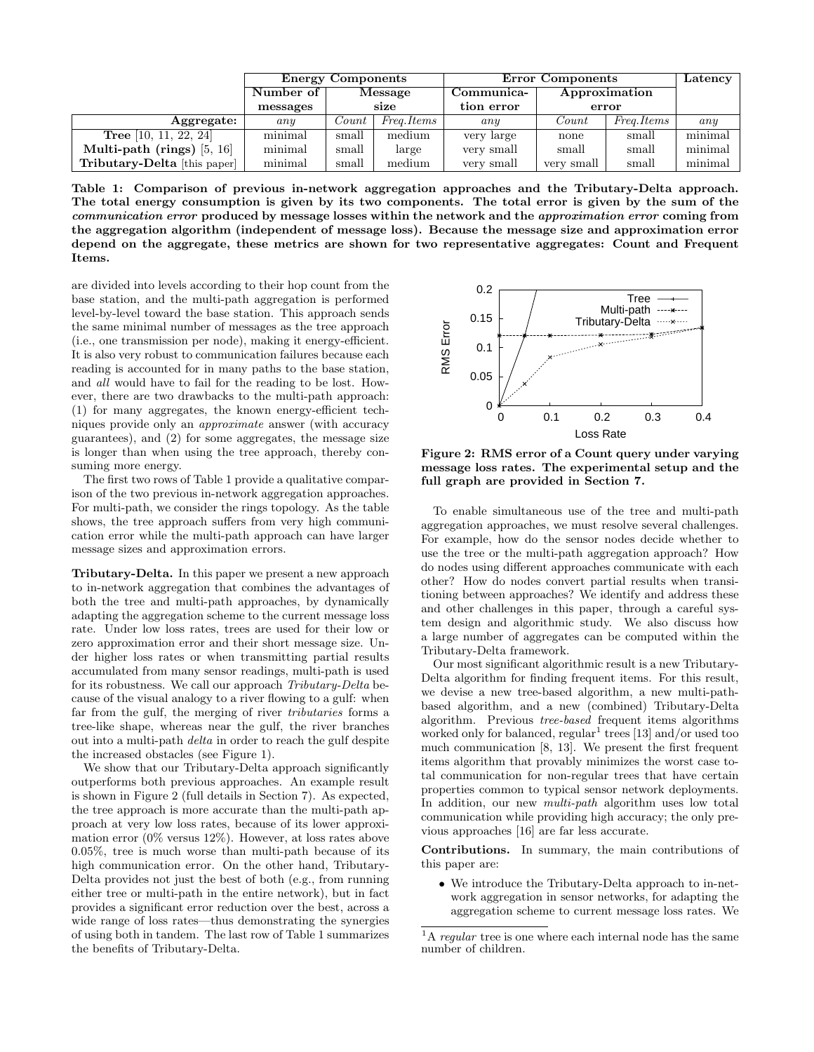| | Energy Components | | | Error Components | | | Latency |
|---|---|---|---|---|---|---|---|
| | Number of messages | Message size | | Communication error | Approximation error | | |
| **Aggregate:** | *any* | *Count* | *Freq.Items* | *any* | *Count* | *Freq.Items* | *any* |
| **Tree** [10, 11, 22, 24] | minimal | small | medium | very large | none | small | minimal |
| **Multi-path (rings)** [5, 16] | minimal | small | large | very small | small | small | minimal |
| **Tributary-Delta** [this paper] | minimal | small | medium | very small | very small | small | minimal |

**Table 1: Comparison of previous in-network aggregation approaches and the Tributary-Delta approach. The total energy consumption is given by its two components. The total error is given by the sum of the *communication error* produced by message losses within the network and the *approximation error* coming from the aggregation algorithm (independent of message loss). Because the message size and approximation error depend on the aggregate, these metrics are shown for two representative aggregates: Count and Frequent Items.**

are divided into levels according to their hop count from the base station, and the multi-path aggregation is performed level-by-level toward the base station. This approach sends the same minimal number of messages as the tree approach (i.e., one transmission per node), making it energy-efficient. It is also very robust to communication failures because each reading is accounted for in many paths to the base station, and *all* would have to fail for the reading to be lost. However, there are two drawbacks to the multi-path approach: (1) for many aggregates, the known energy-efficient techniques provide only an *approximate* answer (with accuracy guarantees), and (2) for some aggregates, the message size is longer than when using the tree approach, thereby consuming more energy.

The first two rows of Table 1 provide a qualitative comparison of the two previous in-network aggregation approaches. For multi-path, we consider the rings topology. As the table shows, the tree approach suffers from very high communication error while the multi-path approach can have larger message sizes and approximation errors.

**Tributary-Delta.** In this paper we present a new approach to in-network aggregation that combines the advantages of both the tree and multi-path approaches, by dynamically adapting the aggregation scheme to the current message loss rate. Under low loss rates, trees are used for their low or zero approximation error and their short message size. Under higher loss rates or when transmitting partial results accumulated from many sensor readings, multi-path is used for its robustness. We call our approach *Tributary-Delta* because of the visual analogy to a river flowing to a gulf: when far from the gulf, the merging of river *tributaries* forms a tree-like shape, whereas near the gulf, the river branches out into a multi-path *delta* in order to reach the gulf despite the increased obstacles (see Figure 1).

We show that our Tributary-Delta approach significantly outperforms both previous approaches. An example result is shown in Figure 2 (full details in Section 7). As expected, the tree approach is more accurate than the multi-path approach at very low loss rates, because of its lower approximation error (0% versus 12%). However, at loss rates above 0.05%, tree is much worse than multi-path because of its high communication error. On the other hand, Tributary-Delta provides not just the best of both (e.g., from running either tree or multi-path in the entire network), but in fact provides a significant error reduction over the best, across a wide range of loss rates—thus demonstrating the synergies of using both in tandem. The last row of Table 1 summarizes the benefits of Tributary-Delta.

RMS Error
0.2
0.15
0.1
0.05
0
0 0.1 0.2 0.3 0.4
Loss Rate
Tree
Multi-path
Tributary-Delta

**Figure 2: RMS error of a Count query under varying message loss rates. The experimental setup and the full graph are provided in Section 7.**

To enable simultaneous use of the tree and multi-path aggregation approaches, we must resolve several challenges. For example, how do the sensor nodes decide whether to use the tree or the multi-path aggregation approach? How do nodes using different approaches communicate with each other? How do nodes convert partial results when transitioning between approaches? We identify and address these and other challenges in this paper, through a careful system design and algorithmic study. We also discuss how a large number of aggregates can be computed within the Tributary-Delta framework.

Our most significant algorithmic result is a new Tributary-Delta algorithm for finding frequent items. For this result, we devise a new tree-based algorithm, a new multi-path-based algorithm, and a new (combined) Tributary-Delta algorithm. Previous *tree-based* frequent items algorithms worked only for balanced, regular[1] trees [13] and/or used too much communication [8, 13]. We present the first frequent items algorithm that provably minimizes the worst case total communication for non-regular trees that have certain properties common to typical sensor network deployments. In addition, our new *multi-path* algorithm uses low total communication while providing high accuracy; the only previous approaches [16] are far less accurate.

**Contributions.** In summary, the main contributions of this paper are:

- We introduce the Tributary-Delta approach to in-network aggregation in sensor networks, for adapting the aggregation scheme to current message loss rates. We

[1]A *regular* tree is one where each internal node has the same number of children.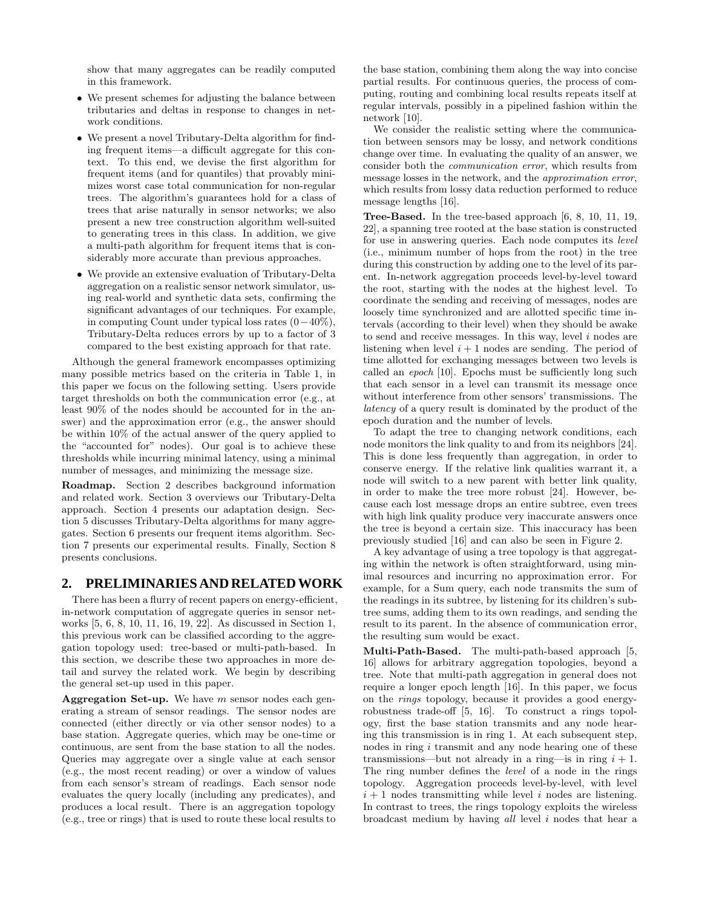show that many aggregates can be readily computed in this framework.

- We present schemes for adjusting the balance between tributaries and deltas in response to changes in network conditions.
- We present a novel Tributary-Delta algorithm for finding frequent items—a difficult aggregate for this context. To this end, we devise the first algorithm for frequent items (and for quantiles) that provably minimizes worst case total communication for non-regular trees. The algorithm's guarantees hold for a class of trees that arise naturally in sensor networks; we also present a new tree construction algorithm well-suited to generating trees in this class. In addition, we give a multi-path algorithm for frequent items that is considerably more accurate than previous approaches.
- We provide an extensive evaluation of Tributary-Delta aggregation on a realistic sensor network simulator, using real-world and synthetic data sets, confirming the significant advantages of our techniques. For example, in computing Count under typical loss rates ($0-40\%$), Tributary-Delta reduces errors by up to a factor of 3 compared to the best existing approach for that rate.

Although the general framework encompasses optimizing many possible metrics based on the criteria in Table 1, in this paper we focus on the following setting. Users provide target thresholds on both the communication error (e.g., at least 90% of the nodes should be accounted for in the answer) and the approximation error (e.g., the answer should be within 10% of the actual answer of the query applied to the "accounted for" nodes). Our goal is to achieve these thresholds while incurring minimal latency, using a minimal number of messages, and minimizing the message size.

**Roadmap.** Section 2 describes background information and related work. Section 3 overviews our Tributary-Delta approach. Section 4 presents our adaptation design. Section 5 discusses Tributary-Delta algorithms for many aggregates. Section 6 presents our frequent items algorithm. Section 7 presents our experimental results. Finally, Section 8 presents conclusions.

## 2. PRELIMINARIES AND RELATED WORK

There has been a flurry of recent papers on energy-efficient, in-network computation of aggregate queries in sensor networks [5, 6, 8, 10, 11, 16, 19, 22]. As discussed in Section 1, this previous work can be classified according to the aggregation topology used: tree-based or multi-path-based. In this section, we describe these two approaches in more detail and survey the related work. We begin by describing the general set-up used in this paper.

**Aggregation Set-up.** We have $m$ sensor nodes each generating a stream of sensor readings. The sensor nodes are connected (either directly or via other sensor nodes) to a base station. Aggregate queries, which may be one-time or continuous, are sent from the base station to all the nodes. Queries may aggregate over a single value at each sensor (e.g., the most recent reading) or over a window of values from each sensor's stream of readings. Each sensor node evaluates the query locally (including any predicates), and produces a local result. There is an aggregation topology (e.g., tree or rings) that is used to route these local results to the base station, combining them along the way into concise partial results. For continuous queries, the process of computing, routing and combining local results repeats itself at regular intervals, possibly in a pipelined fashion within the network [10].

We consider the realistic setting where the communication between sensors may be lossy, and network conditions change over time. In evaluating the quality of an answer, we consider both the *communication error*, which results from message losses in the network, and the *approximation error*, which results from lossy data reduction performed to reduce message lengths [16].

**Tree-Based.** In the tree-based approach [6, 8, 10, 11, 19, 22], a spanning tree rooted at the base station is constructed for use in answering queries. Each node computes its *level* (i.e., minimum number of hops from the root) in the tree during this construction by adding one to the level of its parent. In-network aggregation proceeds level-by-level toward the root, starting with the nodes at the highest level. To coordinate the sending and receiving of messages, nodes are loosely time synchronized and are allotted specific time intervals (according to their level) when they should be awake to send and receive messages. In this way, level $i$ nodes are listening when level $i+1$ nodes are sending. The period of time allotted for exchanging messages between two levels is called an *epoch* [10]. Epochs must be sufficiently long such that each sensor in a level can transmit its message once without interference from other sensors' transmissions. The *latency* of a query result is dominated by the product of the epoch duration and the number of levels.

To adapt the tree to changing network conditions, each node monitors the link quality to and from its neighbors [24]. This is done less frequently than aggregation, in order to conserve energy. If the relative link qualities warrant it, a node will switch to a new parent with better link quality, in order to make the tree more robust [24]. However, because each lost message drops an entire subtree, even trees with high link quality produce very inaccurate answers once the tree is beyond a certain size. This inaccuracy has been previously studied [16] and can also be seen in Figure 2.

A key advantage of using a tree topology is that aggregating within the network is often straightforward, using minimal resources and incurring no approximation error. For example, for a Sum query, each node transmits the sum of the readings in its subtree, by listening for its children's subtree sums, adding them to its own readings, and sending the result to its parent. In the absence of communication error, the resulting sum would be exact.

**Multi-Path-Based.** The multi-path-based approach [5, 16] allows for arbitrary aggregation topologies, beyond a tree. Note that multi-path aggregation in general does not require a longer epoch length [16]. In this paper, we focus on the *rings* topology, because it provides a good energy-robustness trade-off [5, 16]. To construct a rings topology, first the base station transmits and any node hearing this transmission is in ring 1. At each subsequent step, nodes in ring $i$ transmit and any node hearing one of these transmissions—but not already in a ring—is in ring $i+1$. The ring number defines the *level* of a node in the rings topology. Aggregation proceeds level-by-level, with level $i+1$ nodes transmitting while level $i$ nodes are listening. In contrast to trees, the rings topology exploits the wireless broadcast medium by having *all* level $i$ nodes that hear a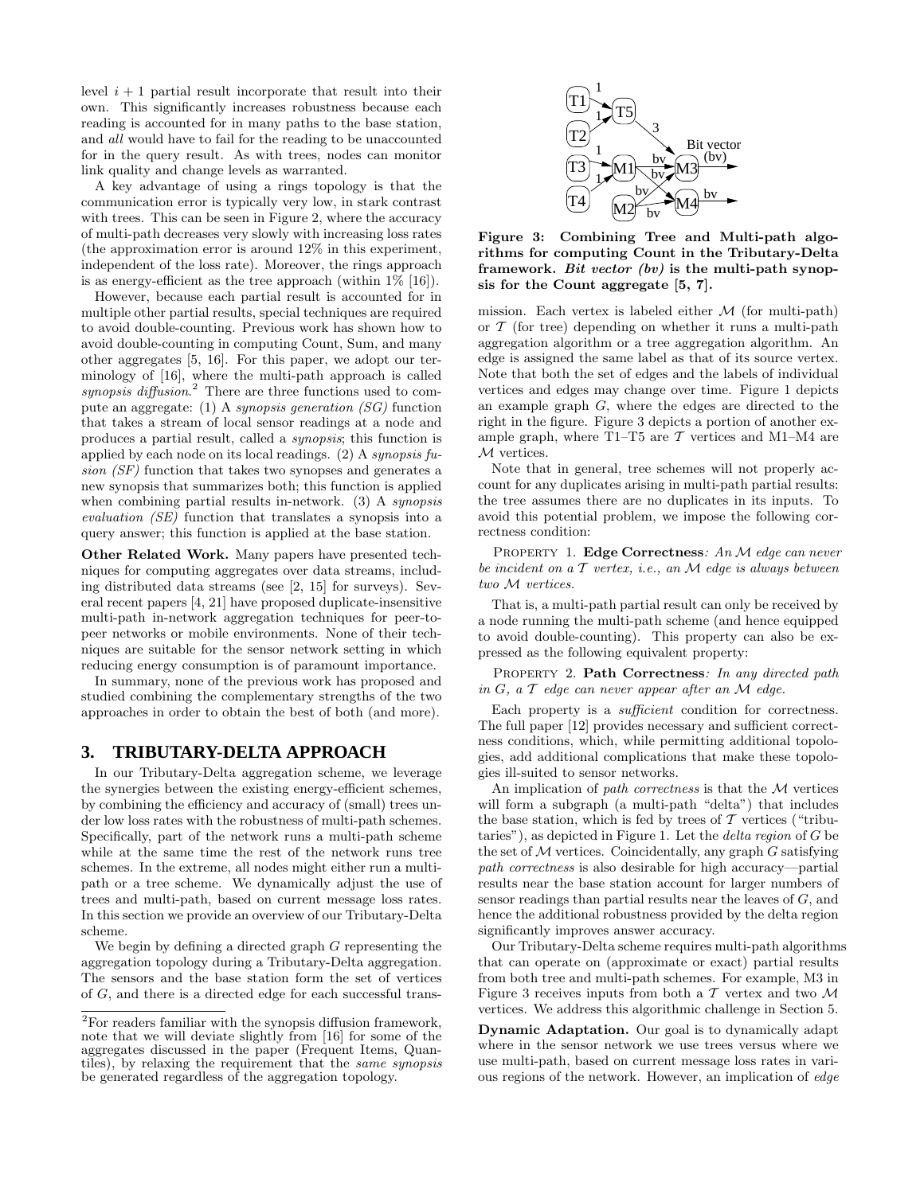level $i + 1$ partial result incorporate that result into their own. This significantly increases robustness because each reading is accounted for in many paths to the base station, and *all* would have to fail for the reading to be unaccounted for in the query result. As with trees, nodes can monitor link quality and change levels as warranted.

A key advantage of using a rings topology is that the communication error is typically very low, in stark contrast with trees. This can be seen in Figure 2, where the accuracy of multi-path decreases very slowly with increasing loss rates (the approximation error is around 12% in this experiment, independent of the loss rate). Moreover, the rings approach is as energy-efficient as the tree approach (within 1% [16]).

However, because each partial result is accounted for in multiple other partial results, special techniques are required to avoid double-counting. Previous work has shown how to avoid double-counting in computing Count, Sum, and many other aggregates [5, 16]. For this paper, we adopt our terminology of [16], where the multi-path approach is called *synopsis diffusion*.[2] There are three functions used to compute an aggregate: (1) A *synopsis generation (SG)* function that takes a stream of local sensor readings at a node and produces a partial result, called a *synopsis*; this function is applied by each node on its local readings. (2) A *synopsis fusion (SF)* function that takes two synopses and generates a new synopsis that summarizes both; this function is applied when combining partial results in-network. (3) A *synopsis evaluation (SE)* function that translates a synopsis into a query answer; this function is applied at the base station.

**Other Related Work.** Many papers have presented techniques for computing aggregates over data streams, including distributed data streams (see [2, 15] for surveys). Several recent papers [4, 21] have proposed duplicate-insensitive multi-path in-network aggregation techniques for peer-to-peer networks or mobile environments. None of their techniques are suitable for the sensor network setting in which reducing energy consumption is of paramount importance.

In summary, none of the previous work has proposed and studied combining the complementary strengths of the two approaches in order to obtain the best of both (and more).

## 3. TRIBUTARY-DELTA APPROACH

In our Tributary-Delta aggregation scheme, we leverage the synergies between the existing energy-efficient schemes, by combining the efficiency and accuracy of (small) trees under low loss rates with the robustness of multi-path schemes. Specifically, part of the network runs a multi-path scheme while at the same time the rest of the network runs tree schemes. In the extreme, all nodes might either run a multi-path or a tree scheme. We dynamically adjust the use of trees and multi-path, based on current message loss rates. In this section we provide an overview of our Tributary-Delta scheme.

We begin by defining a directed graph $G$ representing the aggregation topology during a Tributary-Delta aggregation. The sensors and the base station form the set of vertices of $G$, and there is a directed edge for each successful transmission. Each vertex is labeled either $\mathcal{M}$ (for multi-path) or $\mathcal{T}$ (for tree) depending on whether it runs a multi-path aggregation algorithm or a tree aggregation algorithm. An edge is assigned the same label as that of its source vertex. Note that both the set of edges and the labels of individual vertices and edges may change over time. Figure 1 depicts an example graph $G$, where the edges are directed to the right in the figure. Figure 3 depicts a portion of another example graph, where T1–T5 are $\mathcal{T}$ vertices and M1–M4 are $\mathcal{M}$ vertices.

**Figure 3: Combining Tree and Multi-path algorithms for computing Count in the Tributary-Delta framework. *Bit vector (bv)* is the multi-path synopsis for the Count aggregate [5, 7].**

Note that in general, tree schemes will not properly account for any duplicates arising in multi-path partial results: the tree assumes there are no duplicates in its inputs. To avoid this potential problem, we impose the following correctness condition:

PROPERTY 1. **Edge Correctness**: *An $\mathcal{M}$ edge can never be incident on a $\mathcal{T}$ vertex, i.e., an $\mathcal{M}$ edge is always between two $\mathcal{M}$ vertices.*

That is, a multi-path partial result can only be received by a node running the multi-path scheme (and hence equipped to avoid double-counting). This property can also be expressed as the following equivalent property:

PROPERTY 2. **Path Correctness**: *In any directed path in $G$, a $\mathcal{T}$ edge can never appear after an $\mathcal{M}$ edge.*

Each property is a *sufficient* condition for correctness. The full paper [12] provides necessary and sufficient correctness conditions, which, while permitting additional topologies, add additional complications that make these topologies ill-suited to sensor networks.

An implication of *path correctness* is that the $\mathcal{M}$ vertices will form a subgraph (a multi-path "delta") that includes the base station, which is fed by trees of $\mathcal{T}$ vertices ("tributaries"), as depicted in Figure 1. Let the *delta region* of $G$ be the set of $\mathcal{M}$ vertices. Coincidentally, any graph $G$ satisfying *path correctness* is also desirable for high accuracy—partial results near the base station account for larger numbers of sensor readings than partial results near the leaves of $G$, and hence the additional robustness provided by the delta region significantly improves answer accuracy.

Our Tributary-Delta scheme requires multi-path algorithms that can operate on (approximate or exact) partial results from both tree and multi-path schemes. For example, M3 in Figure 3 receives inputs from both a $\mathcal{T}$ vertex and two $\mathcal{M}$ vertices. We address this algorithmic challenge in Section 5.

**Dynamic Adaptation.** Our goal is to dynamically adapt where in the sensor network we use trees versus where we use multi-path, based on current message loss rates in various regions of the network. However, an implication of *edge*

[2] For readers familiar with the synopsis diffusion framework, note that we will deviate slightly from [16] for some of the aggregates discussed in the paper (Frequent Items, Quantiles), by relaxing the requirement that the *same synopsis* be generated regardless of the aggregation topology.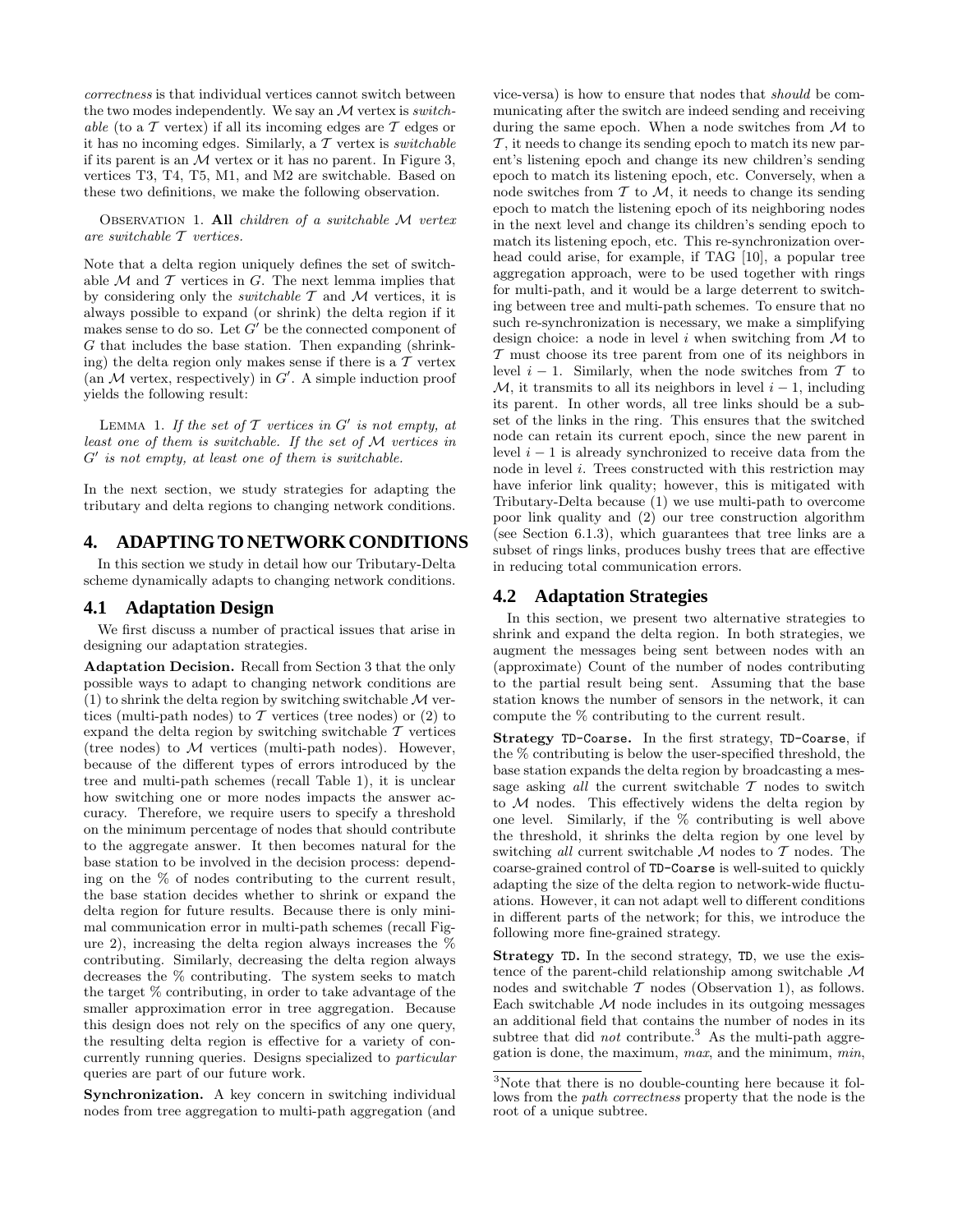*correctness* is that individual vertices cannot switch between the two modes independently. We say an $\mathcal{M}$ vertex is *switchable* (to a $\mathcal{T}$ vertex) if all its incoming edges are $\mathcal{T}$ edges or it has no incoming edges. Similarly, a $\mathcal{T}$ vertex is *switchable* if its parent is an $\mathcal{M}$ vertex or it has no parent. In Figure 3, vertices T3, T4, T5, M1, and M2 are switchable. Based on these two definitions, we make the following observation.

OBSERVATION 1. **All** *children of a switchable $\mathcal{M}$ vertex are switchable $\mathcal{T}$ vertices.*

Note that a delta region uniquely defines the set of switchable $\mathcal{M}$ and $\mathcal{T}$ vertices in $G$. The next lemma implies that by considering only the *switchable* $\mathcal{T}$ and $\mathcal{M}$ vertices, it is always possible to expand (or shrink) the delta region if it makes sense to do so. Let $G'$ be the connected component of $G$ that includes the base station. Then expanding (shrinking) the delta region only makes sense if there is a $\mathcal{T}$ vertex (an $\mathcal{M}$ vertex, respectively) in $G'$. A simple induction proof yields the following result:

LEMMA 1. *If the set of $\mathcal{T}$ vertices in $G'$ is not empty, at least one of them is switchable. If the set of $\mathcal{M}$ vertices in $G'$ is not empty, at least one of them is switchable.*

In the next section, we study strategies for adapting the tributary and delta regions to changing network conditions.

## 4. ADAPTING TO NETWORK CONDITIONS

In this section we study in detail how our Tributary-Delta scheme dynamically adapts to changing network conditions.

### 4.1 Adaptation Design

We first discuss a number of practical issues that arise in designing our adaptation strategies.

**Adaptation Decision.** Recall from Section 3 that the only possible ways to adapt to changing network conditions are (1) to shrink the delta region by switching switchable $\mathcal{M}$ vertices (multi-path nodes) to $\mathcal{T}$ vertices (tree nodes) or (2) to expand the delta region by switching switchable $\mathcal{T}$ vertices (tree nodes) to $\mathcal{M}$ vertices (multi-path nodes). However, because of the different types of errors introduced by the tree and multi-path schemes (recall Table 1), it is unclear how switching one or more nodes impacts the answer accuracy. Therefore, we require users to specify a threshold on the minimum percentage of nodes that should contribute to the aggregate answer. It then becomes natural for the base station to be involved in the decision process: depending on the % of nodes contributing to the current result, the base station decides whether to shrink or expand the delta region for future results. Because there is only minimal communication error in multi-path schemes (recall Figure 2), increasing the delta region always increases the % contributing. Similarly, decreasing the delta region always decreases the % contributing. The system seeks to match the target % contributing, in order to take advantage of the smaller approximation error in tree aggregation. Because this design does not rely on the specifics of any one query, the resulting delta region is effective for a variety of concurrently running queries. Designs specialized to *particular* queries are part of our future work.

**Synchronization.** A key concern in switching individual nodes from tree aggregation to multi-path aggregation (and vice-versa) is how to ensure that nodes that *should* be communicating after the switch are indeed sending and receiving during the same epoch. When a node switches from $\mathcal{M}$ to $\mathcal{T}$, it needs to change its sending epoch to match its new parent's listening epoch and change its new children's sending epoch to match its listening epoch, etc. Conversely, when a node switches from $\mathcal{T}$ to $\mathcal{M}$, it needs to change its sending epoch to match the listening epoch of its neighboring nodes in the next level and change its children's sending epoch to match its listening epoch, etc. This re-synchronization overhead could arise, for example, if TAG [10], a popular tree aggregation approach, were to be used together with rings for multi-path, and it would be a large deterrent to switching between tree and multi-path schemes. To ensure that no such re-synchronization is necessary, we make a simplifying design choice: a node in level $i$ when switching from $\mathcal{M}$ to $\mathcal{T}$ must choose its tree parent from one of its neighbors in level $i-1$. Similarly, when the node switches from $\mathcal{T}$ to $\mathcal{M}$, it transmits to all its neighbors in level $i-1$, including its parent. In other words, all tree links should be a subset of the links in the ring. This ensures that the switched node can retain its current epoch, since the new parent in level $i-1$ is already synchronized to receive data from the node in level $i$. Trees constructed with this restriction may have inferior link quality; however, this is mitigated with Tributary-Delta because (1) we use multi-path to overcome poor link quality and (2) our tree construction algorithm (see Section 6.1.3), which guarantees that tree links are a subset of rings links, produces bushy trees that are effective in reducing total communication errors.

### 4.2 Adaptation Strategies

In this section, we present two alternative strategies to shrink and expand the delta region. In both strategies, we augment the messages being sent between nodes with an (approximate) Count of the number of nodes contributing to the partial result being sent. Assuming that the base station knows the number of sensors in the network, it can compute the % contributing to the current result.

**Strategy `TD-Coarse`.** In the first strategy, `TD-Coarse`, if the % contributing is below the user-specified threshold, the base station expands the delta region by broadcasting a message asking *all* the current switchable $\mathcal{T}$ nodes to switch to $\mathcal{M}$ nodes. This effectively widens the delta region by one level. Similarly, if the % contributing is well above the threshold, it shrinks the delta region by one level by switching *all* current switchable $\mathcal{M}$ nodes to $\mathcal{T}$ nodes. The coarse-grained control of `TD-Coarse` is well-suited to quickly adapting the size of the delta region to network-wide fluctuations. However, it can not adapt well to different conditions in different parts of the network; for this, we introduce the following more fine-grained strategy.

**Strategy `TD`.** In the second strategy, `TD`, we use the existence of the parent-child relationship among switchable $\mathcal{M}$ nodes and switchable $\mathcal{T}$ nodes (Observation 1), as follows. Each switchable $\mathcal{M}$ node includes in its outgoing messages an additional field that contains the number of nodes in its subtree that did *not* contribute.[3] As the multi-path aggregation is done, the maximum, *max*, and the minimum, *min*,

[3]Note that there is no double-counting here because it follows from the *path correctness* property that the node is the root of a unique subtree.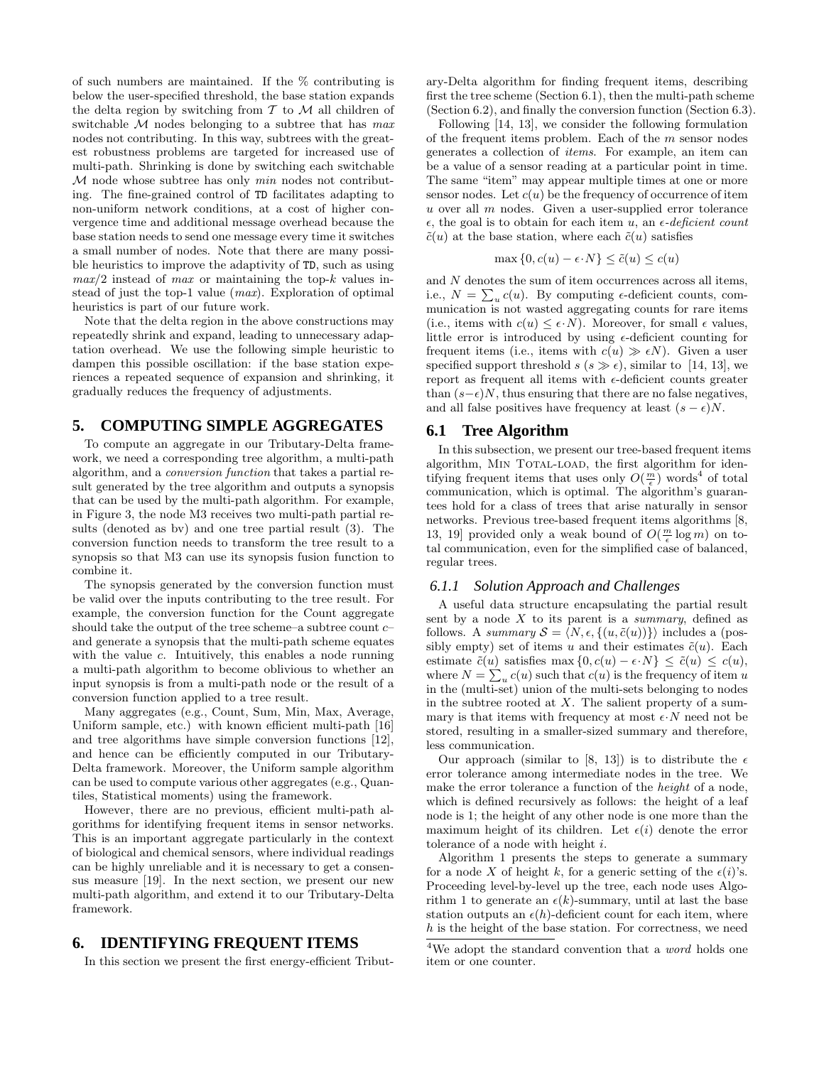of such numbers are maintained. If the % contributing is below the user-specified threshold, the base station expands the delta region by switching from $\mathcal{T}$ to $\mathcal{M}$ all children of switchable $\mathcal{M}$ nodes belonging to a subtree that has *max* nodes not contributing. In this way, subtrees with the greatest robustness problems are targeted for increased use of multi-path. Shrinking is done by switching each switchable $\mathcal{M}$ node whose subtree has only *min* nodes not contributing. The fine-grained control of TD facilitates adapting to non-uniform network conditions, at a cost of higher convergence time and additional message overhead because the base station needs to send one message every time it switches a small number of nodes. Note that there are many possible heuristics to improve the adaptivity of TD, such as using $max/2$ instead of *max* or maintaining the top-$k$ values instead of just the top-1 value (*max*). Exploration of optimal heuristics is part of our future work.

Note that the delta region in the above constructions may repeatedly shrink and expand, leading to unnecessary adaptation overhead. We use the following simple heuristic to dampen this possible oscillation: if the base station experiences a repeated sequence of expansion and shrinking, it gradually reduces the frequency of adjustments.

## 5. COMPUTING SIMPLE AGGREGATES

To compute an aggregate in our Tributary-Delta framework, we need a corresponding tree algorithm, a multi-path algorithm, and a *conversion function* that takes a partial result generated by the tree algorithm and outputs a synopsis that can be used by the multi-path algorithm. For example, in Figure 3, the node M3 receives two multi-path partial results (denoted as bv) and one tree partial result (3). The conversion function needs to transform the tree result to a synopsis so that M3 can use its synopsis fusion function to combine it.

The synopsis generated by the conversion function must be valid over the inputs contributing to the tree result. For example, the conversion function for the Count aggregate should take the output of the tree scheme–a subtree count $c$– and generate a synopsis that the multi-path scheme equates with the value $c$. Intuitively, this enables a node running a multi-path algorithm to become oblivious to whether an input synopsis is from a multi-path node or the result of a conversion function applied to a tree result.

Many aggregates (e.g., Count, Sum, Min, Max, Average, Uniform sample, etc.) with known efficient multi-path [16] and tree algorithms have simple conversion functions [12], and hence can be efficiently computed in our Tributary-Delta framework. Moreover, the Uniform sample algorithm can be used to compute various other aggregates (e.g., Quantiles, Statistical moments) using the framework.

However, there are no previous, efficient multi-path algorithms for identifying frequent items in sensor networks. This is an important aggregate particularly in the context of biological and chemical sensors, where individual readings can be highly unreliable and it is necessary to get a consensus measure [19]. In the next section, we present our new multi-path algorithm, and extend it to our Tributary-Delta framework.

## 6. IDENTIFYING FREQUENT ITEMS

In this section we present the first energy-efficient Tributary-Delta algorithm for finding frequent items, describing first the tree scheme (Section 6.1), then the multi-path scheme (Section 6.2), and finally the conversion function (Section 6.3).

Following [14, 13], we consider the following formulation of the frequent items problem. Each of the $m$ sensor nodes generates a collection of *items*. For example, an item can be a value of a sensor reading at a particular point in time. The same "item" may appear multiple times at one or more sensor nodes. Let $c(u)$ be the frequency of occurrence of item $u$ over all $m$ nodes. Given a user-supplied error tolerance $\epsilon$, the goal is to obtain for each item $u$, an $\epsilon$*-deficient count* $\tilde{c}(u)$ at the base station, where each $\tilde{c}(u)$ satisfies

$$\max\{0, c(u) - \epsilon \cdot N\} \leq \tilde{c}(u) \leq c(u)$$

and $N$ denotes the sum of item occurrences across all items, i.e., $N = \sum_u c(u)$. By computing $\epsilon$-deficient counts, communication is not wasted aggregating counts for rare items (i.e., items with $c(u) \leq \epsilon \cdot N$). Moreover, for small $\epsilon$ values, little error is introduced by using $\epsilon$-deficient counting for frequent items (i.e., items with $c(u) \gg \epsilon N$). Given a user specified support threshold $s$ ($s \gg \epsilon$), similar to [14, 13], we report as frequent all items with $\epsilon$-deficient counts greater than $(s-\epsilon)N$, thus ensuring that there are no false negatives, and all false positives have frequency at least $(s - \epsilon)N$.

### 6.1 Tree Algorithm

In this subsection, we present our tree-based frequent items algorithm, MIN TOTAL-LOAD, the first algorithm for identifying frequent items that uses only $O(\frac{m}{\epsilon})$ words[4] of total communication, which is optimal. The algorithm's guarantees hold for a class of trees that arise naturally in sensor networks. Previous tree-based frequent items algorithms [8, 13, 19] provided only a weak bound of $O(\frac{m}{\epsilon} \log m)$ on total communication, even for the simplified case of balanced, regular trees.

#### 6.1.1 Solution Approach and Challenges

A useful data structure encapsulating the partial result sent by a node $X$ to its parent is a *summary*, defined as follows. A *summary* $\mathcal{S} = \langle N, \epsilon, \{(u, \tilde{c}(u))\}\rangle$ includes a (possibly empty) set of items $u$ and their estimates $\tilde{c}(u)$. Each estimate $\tilde{c}(u)$ satisfies $\max\{0, c(u) - \epsilon \cdot N\} \leq \tilde{c}(u) \leq c(u)$, where $N = \sum_u c(u)$ such that $c(u)$ is the frequency of item $u$ in the (multi-set) union of the multi-sets belonging to nodes in the subtree rooted at $X$. The salient property of a summary is that items with frequency at most $\epsilon \cdot N$ need not be stored, resulting in a smaller-sized summary and therefore, less communication.

Our approach (similar to [8, 13]) is to distribute the $\epsilon$ error tolerance among intermediate nodes in the tree. We make the error tolerance a function of the *height* of a node, which is defined recursively as follows: the height of a leaf node is 1; the height of any other node is one more than the maximum height of its children. Let $\epsilon(i)$ denote the error tolerance of a node with height $i$.

Algorithm 1 presents the steps to generate a summary for a node $X$ of height $k$, for a generic setting of the $\epsilon(i)$'s. Proceeding level-by-level up the tree, each node uses Algorithm 1 to generate an $\epsilon(k)$-summary, until at last the base station outputs an $\epsilon(h)$-deficient count for each item, where $h$ is the height of the base station. For correctness, we need

[4] We adopt the standard convention that a *word* holds one item or one counter.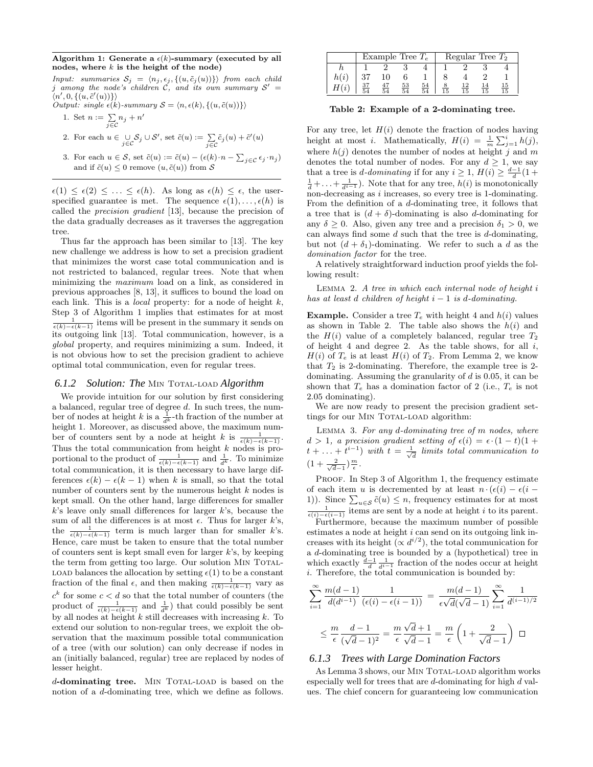**Algorithm 1: Generate a $\epsilon(k)$-summary (executed by all nodes, where $k$ is the height of the node)**

*Input: summaries $\mathcal{S}_j = \langle n_j, \epsilon_j, \{(u, \tilde{c}_j(u))\}\rangle$ from each child $j$ among the node's children $\mathcal{C}$, and its own summary $\mathcal{S}' = \langle n', 0, \{(u, \tilde{c}'(u))\}\rangle$*

*Output: single $\epsilon(k)$-summary $\mathcal{S} = \langle n, \epsilon(k), \{(u, \tilde{c}(u))\}\rangle$*

1. Set $n := \sum_{j\in\mathcal{C}} n_j + n'$
2. For each $u \in \bigcup_{j\in\mathcal{C}} \mathcal{S}_j \cup \mathcal{S}'$, set $\tilde{c}(u) := \sum_{j\in\mathcal{C}} \tilde{c}_j(u) + \tilde{c}'(u)$
3. For each $u \in \mathcal{S}$, set $\tilde{c}(u) := \tilde{c}(u) - (\epsilon(k)\cdot n - \sum_{j\in\mathcal{C}} \epsilon_j \cdot n_j)$ and if $\tilde{c}(u) \leq 0$ remove $(u, \tilde{c}(u))$ from $\mathcal{S}$

$\epsilon(1) \leq \epsilon(2) \leq \ldots \leq \epsilon(h)$. As long as $\epsilon(h) \leq \epsilon$, the user-specified guarantee is met. The sequence $\epsilon(1), \ldots, \epsilon(h)$ is called the *precision gradient* [13], because the precision of the data gradually decreases as it traverses the aggregation tree.

Thus far the approach has been similar to [13]. The key new challenge we address is how to set a precision gradient that minimizes the worst case total communication and is not restricted to balanced, regular trees. Note that when minimizing the *maximum* load on a link, as considered in previous approaches [8, 13], it suffices to bound the load on each link. This is a *local* property: for a node of height $k$, Step 3 of Algorithm 1 implies that estimates for at most $\frac{1}{\epsilon(k)-\epsilon(k-1)}$ items will be present in the summary it sends on its outgoing link [13]. Total communication, however, is a *global* property, and requires minimizing a sum. Indeed, it is not obvious how to set the precision gradient to achieve optimal total communication, even for regular trees.

### 6.1.2 Solution: The Min Total-load Algorithm

We provide intuition for our solution by first considering a balanced, regular tree of degree $d$. In such trees, the number of nodes at height $k$ is a $\frac{1}{d^k}$-th fraction of the number at height 1. Moreover, as discussed above, the maximum number of counters sent by a node at height $k$ is $\frac{1}{\epsilon(k)-\epsilon(k-1)}$. Thus the total communication from height $k$ nodes is proportional to the product of $\frac{1}{\epsilon(k)-\epsilon(k-1)}$ and $\frac{1}{d^k}$. To minimize total communication, it is then necessary to have large differences $\epsilon(k) - \epsilon(k-1)$ when $k$ is small, so that the total number of counters sent by the numerous height $k$ nodes is kept small. On the other hand, large differences for smaller $k$'s leave only small differences for larger $k$'s, because the sum of all the differences is at most $\epsilon$. Thus for larger $k$'s, the $\frac{1}{\epsilon(k)-\epsilon(k-1)}$ term is much larger than for smaller $k$'s. Hence, care must be taken to ensure that the total number of counters sent is kept small even for larger $k$'s, by keeping the term from getting too large. Our solution Min Total-load balances the allocation by setting $\epsilon(1)$ to be a constant fraction of the final $\epsilon$, and then making $\frac{1}{\epsilon(k)-\epsilon(k-1)}$ vary as $c^k$ for some $c < d$ so that the total number of counters (the product of $\frac{1}{\epsilon(k)-\epsilon(k-1)}$ and $\frac{1}{d^k}$) that could possibly be sent by all nodes at height $k$ still decreases with increasing $k$. To extend our solution to non-regular trees, we exploit the observation that the maximum possible total communication of a tree (with our solution) can only decrease if nodes in an (initially balanced, regular) tree are replaced by nodes of lesser height.

**$d$-dominating tree.** Min Total-load is based on the notion of a $d$-dominating tree, which we define as follows.

| | Example Tree $T_e$ | | | | Regular Tree $T_2$ | | | |
|---|---|---|---|---|---|---|---|---|
| $h$ | 1 | 2 | 3 | 4 | 1 | 2 | 3 | 4 |
| $h(i)$ | 37 | 10 | 6 | 1 | 8 | 4 | 2 | 1 |
| $H(i)$ | $\frac{37}{54}$ | $\frac{47}{54}$ | $\frac{53}{54}$ | $\frac{54}{54}$ | $\frac{8}{15}$ | $\frac{12}{15}$ | $\frac{14}{15}$ | $\frac{15}{15}$ |

**Table 2: Example of a 2-dominating tree.**

For any tree, let $H(i)$ denote the fraction of nodes having height at most $i$. Mathematically, $H(i) = \frac{1}{m}\sum_{j=1}^{i} h(j)$, where $h(j)$ denotes the number of nodes at height $j$ and $m$ denotes the total number of nodes. For any $d \geq 1$, we say that a tree is *$d$-dominating* if for any $i \geq 1$, $H(i) \geq \frac{d-1}{d}(1 + \frac{1}{d} + \ldots + \frac{1}{d^{i-1}})$. Note that for any tree, $h(i)$ is monotonically non-decreasing as $i$ increases, so every tree is 1-dominating. From the definition of a $d$-dominating tree, it follows that a tree that is $(d+\delta)$-dominating is also $d$-dominating for any $\delta \geq 0$. Also, given any tree and a precision $\delta_1 > 0$, we can always find some $d$ such that the tree is $d$-dominating, but not $(d+\delta_1)$-dominating. We refer to such a $d$ as the *domination factor* for the tree.

A relatively straightforward induction proof yields the following result:

Lemma 2. *A tree in which each internal node of height $i$ has at least $d$ children of height $i-1$ is $d$-dominating.*

**Example.** Consider a tree $T_e$ with height 4 and $h(i)$ values as shown in Table 2. The table also shows the $h(i)$ and the $H(i)$ value of a completely balanced, regular tree $T_2$ of height 4 and degree 2. As the table shows, for all $i$, $H(i)$ of $T_e$ is at least $H(i)$ of $T_2$. From Lemma 2, we know that $T_2$ is 2-dominating. Therefore, the example tree is 2-dominating. Assuming the granularity of $d$ is 0.05, it can be shown that $T_e$ has a domination factor of 2 (i.e., $T_e$ is not 2.05 dominating).

We are now ready to present the precision gradient settings for our Min Total-load algorithm:

Lemma 3. *For any $d$-dominating tree of $m$ nodes, where $d > 1$, a precision gradient setting of $\epsilon(i) = \epsilon\cdot(1-t)(1 + t + \ldots + t^{i-1})$ with $t = \frac{1}{\sqrt{d}}$ limits total communication to $(1 + \frac{2}{\sqrt{d}-1})\frac{m}{\epsilon}$.*

Proof. In Step 3 of Algorithm 1, the frequency estimate of each item $u$ is decremented by at least $n\cdot(\epsilon(i) - \epsilon(i-1))$. Since $\sum_{u\in\mathcal{S}} \tilde{c}(u) \leq n$, frequency estimates for at most $\frac{1}{\epsilon(i)-\epsilon(i-1)}$ items are sent by a node at height $i$ to its parent. Furthermore, because the maximum number of possible estimates a node at height $i$ can send on its outgoing link increases with its height ($\propto d^{i/2}$), the total communication for a $d$-dominating tree is bounded by a (hypothetical) tree in which exactly $\frac{d-1}{d}\frac{1}{d^{i-1}}$ fraction of the nodes occur at height $i$. Therefore, the total communication is bounded by:

$$\sum_{i=1}^{\infty} \frac{m(d-1)}{d(d^{i-1})}\frac{1}{(\epsilon(i)-\epsilon(i-1))} = \frac{m(d-1)}{\epsilon\sqrt{d}(\sqrt{d}-1)}\sum_{i=1}^{\infty}\frac{1}{d^{(i-1)/2}}$$

$$\leq \frac{m}{\epsilon}\frac{d-1}{(\sqrt{d}-1)^2} = \frac{m}{\epsilon}\frac{\sqrt{d}+1}{\sqrt{d}-1} = \frac{m}{\epsilon}\left(1 + \frac{2}{\sqrt{d}-1}\right) \quad \square$$

### 6.1.3 Trees with Large Domination Factors

As Lemma 3 shows, our Min Total-load algorithm works especially well for trees that are $d$-dominating for high $d$ values. The chief concern for guaranteeing low communication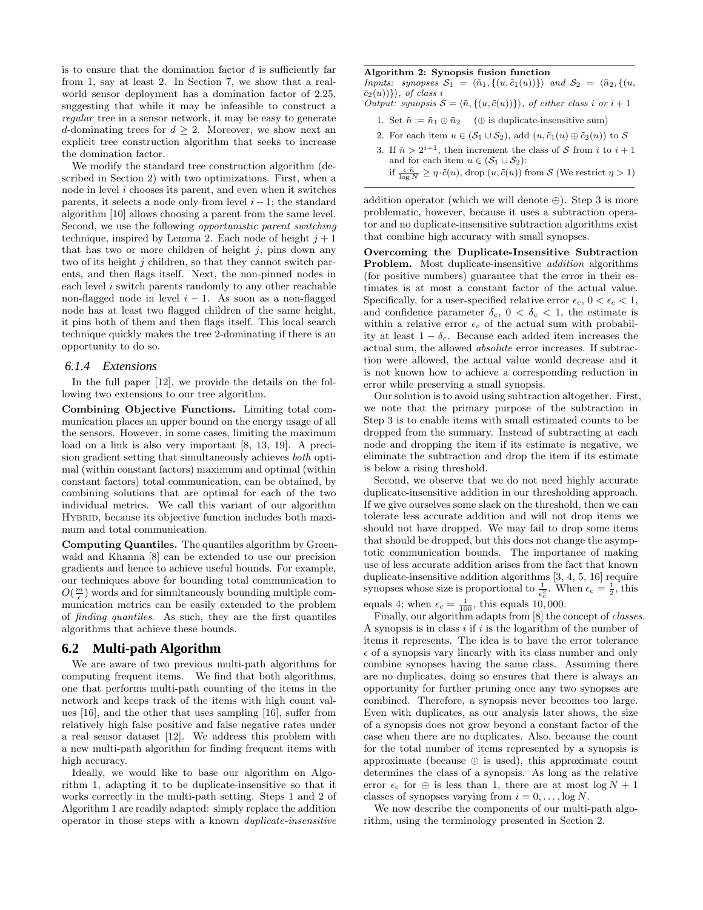is to ensure that the domination factor $d$ is sufficiently far from 1, say at least 2. In Section 7, we show that a real-world sensor deployment has a domination factor of 2.25, suggesting that while it may be infeasible to construct a *regular* tree in a sensor network, it may be easy to generate $d$-dominating trees for $d \geq 2$. Moreover, we show next an explicit tree construction algorithm that seeks to increase the domination factor.

We modify the standard tree construction algorithm (described in Section 2) with two optimizations. First, when a node in level $i$ chooses its parent, and even when it switches parents, it selects a node only from level $i-1$; the standard algorithm [10] allows choosing a parent from the same level. Second, we use the following *opportunistic parent switching* technique, inspired by Lemma 2. Each node of height $j+1$ that has two or more children of height $j$, pins down any two of its height $j$ children, so that they cannot switch parents, and then flags itself. Next, the non-pinned nodes in each level $i$ switch parents randomly to any other reachable non-flagged node in level $i-1$. As soon as a non-flagged node has at least two flagged children of the same height, it pins both of them and then flags itself. This local search technique quickly makes the tree 2-dominating if there is an opportunity to do so.

### 6.1.4 Extensions

In the full paper [12], we provide the details on the following two extensions to our tree algorithm.

**Combining Objective Functions.** Limiting total communication places an upper bound on the energy usage of all the sensors. However, in some cases, limiting the maximum load on a link is also very important [8, 13, 19]. A precision gradient setting that simultaneously achieves *both* optimal (within constant factors) maximum and optimal (within constant factors) total communication, can be obtained, by combining solutions that are optimal for each of the two individual metrics. We call this variant of our algorithm HYBRID, because its objective function includes both maximum and total communication.

**Computing Quantiles.** The quantiles algorithm by Greenwald and Khanna [8] can be extended to use our precision gradients and hence to achieve useful bounds. For example, our techniques above for bounding total communication to $O(\frac{m}{\epsilon})$ words and for simultaneously bounding multiple communication metrics can be easily extended to the problem of *finding quantiles*. As such, they are the first quantiles algorithms that achieve these bounds.

## 6.2 Multi-path Algorithm

We are aware of two previous multi-path algorithms for computing frequent items. We find that both algorithms, one that performs multi-path counting of the items in the network and keeps track of the items with high count values [16], and the other that uses sampling [16], suffer from relatively high false positive and false negative rates under a real sensor dataset [12]. We address this problem with a new multi-path algorithm for finding frequent items with high accuracy.

Ideally, we would like to base our algorithm on Algorithm 1, adapting it to be duplicate-insensitive so that it works correctly in the multi-path setting. Steps 1 and 2 of Algorithm 1 are readily adapted: simply replace the addition operator in those steps with a known *duplicate-insensitive* addition operator (which we will denote $\oplus$). Step 3 is more problematic, however, because it uses a subtraction operator and no duplicate-insensitive subtraction algorithms exist that combine high accuracy with small synopses.

**Algorithm 2: Synopsis fusion function**

*Inputs: synopses* $\mathcal{S}_1 = \langle \tilde{n}_1, \{(u, \tilde{c}_1(u))\}\rangle$ *and* $\mathcal{S}_2 = \langle \tilde{n}_2, \{(u, \tilde{c}_2(u))\}\rangle$*, of class* $i$

*Output: synopsis* $\mathcal{S} = \langle \tilde{n}, \{(u, \tilde{c}(u))\}\rangle$*, of either class* $i$ *or* $i+1$

1. Set $\tilde{n} := \tilde{n}_1 \oplus \tilde{n}_2$ ($\oplus$ is duplicate-insensitive sum)
2. For each item $u \in (\mathcal{S}_1 \cup \mathcal{S}_2)$, add $(u, \tilde{c}_1(u) \oplus \tilde{c}_2(u))$ to $\mathcal{S}$
3. If $\tilde{n} > 2^{i+1}$, then increment the class of $\mathcal{S}$ from $i$ to $i+1$ and for each item $u \in (\mathcal{S}_1 \cup \mathcal{S}_2)$: if $\frac{\epsilon \cdot \tilde{n}}{\log N} \geq \eta \cdot \tilde{c}(u)$, drop $(u, \tilde{c}(u))$ from $\mathcal{S}$ (We restrict $\eta > 1$)

**Overcoming the Duplicate-Insensitive Subtraction Problem.** Most duplicate-insensitive *addition* algorithms (for positive numbers) guarantee that the error in their estimates is at most a constant factor of the actual value. Specifically, for a user-specified relative error $\epsilon_c$, $0 < \epsilon_c < 1$, and confidence parameter $\delta_c$, $0 < \delta_c < 1$, the estimate is within a relative error $\epsilon_c$ of the actual sum with probability at least $1 - \delta_c$. Because each added item increases the actual sum, the allowed *absolute* error increases. If subtraction were allowed, the actual value would decrease and it is not known how to achieve a corresponding reduction in error while preserving a small synopsis.

Our solution is to avoid using subtraction altogether. First, we note that the primary purpose of the subtraction in Step 3 is to enable items with small estimated counts to be dropped from the summary. Instead of subtracting at each node and dropping the item if its estimate is negative, we eliminate the subtraction and drop the item if its estimate is below a rising threshold.

Second, we observe that we do not need highly accurate duplicate-insensitive addition in our thresholding approach. If we give ourselves some slack on the threshold, then we can tolerate less accurate addition and will not drop items we should not have dropped. We may fail to drop some items that should be dropped, but this does not change the asymptotic communication bounds. The importance of making use of less accurate addition arises from the fact that known duplicate-insensitive addition algorithms [3, 4, 5, 16] require synopses whose size is proportional to $\frac{1}{\epsilon_c^2}$. When $\epsilon_c = \frac{1}{2}$, this equals 4; when $\epsilon_c = \frac{1}{100}$, this equals 10,000.

Finally, our algorithm adapts from [8] the concept of *classes*. A synopsis is in class $i$ if $i$ is the logarithm of the number of items it represents. The idea is to have the error tolerance $\epsilon$ of a synopsis vary linearly with its class number and only combine synopses having the same class. Assuming there are no duplicates, doing so ensures that there is always an opportunity for further pruning once any two synopses are combined. Therefore, a synopsis never becomes too large. Even with duplicates, as our analysis later shows, the size of a synopsis does not grow beyond a constant factor of the case when there are no duplicates. Also, because the count for the total number of items represented by a synopsis is approximate (because $\oplus$ is used), this approximate count determines the class of a synopsis. As long as the relative error $\epsilon_c$ for $\oplus$ is less than 1, there are at most $\log N + 1$ classes of synopses varying from $i = 0, \ldots, \log N$.

We now describe the components of our multi-path algorithm, using the terminology presented in Section 2.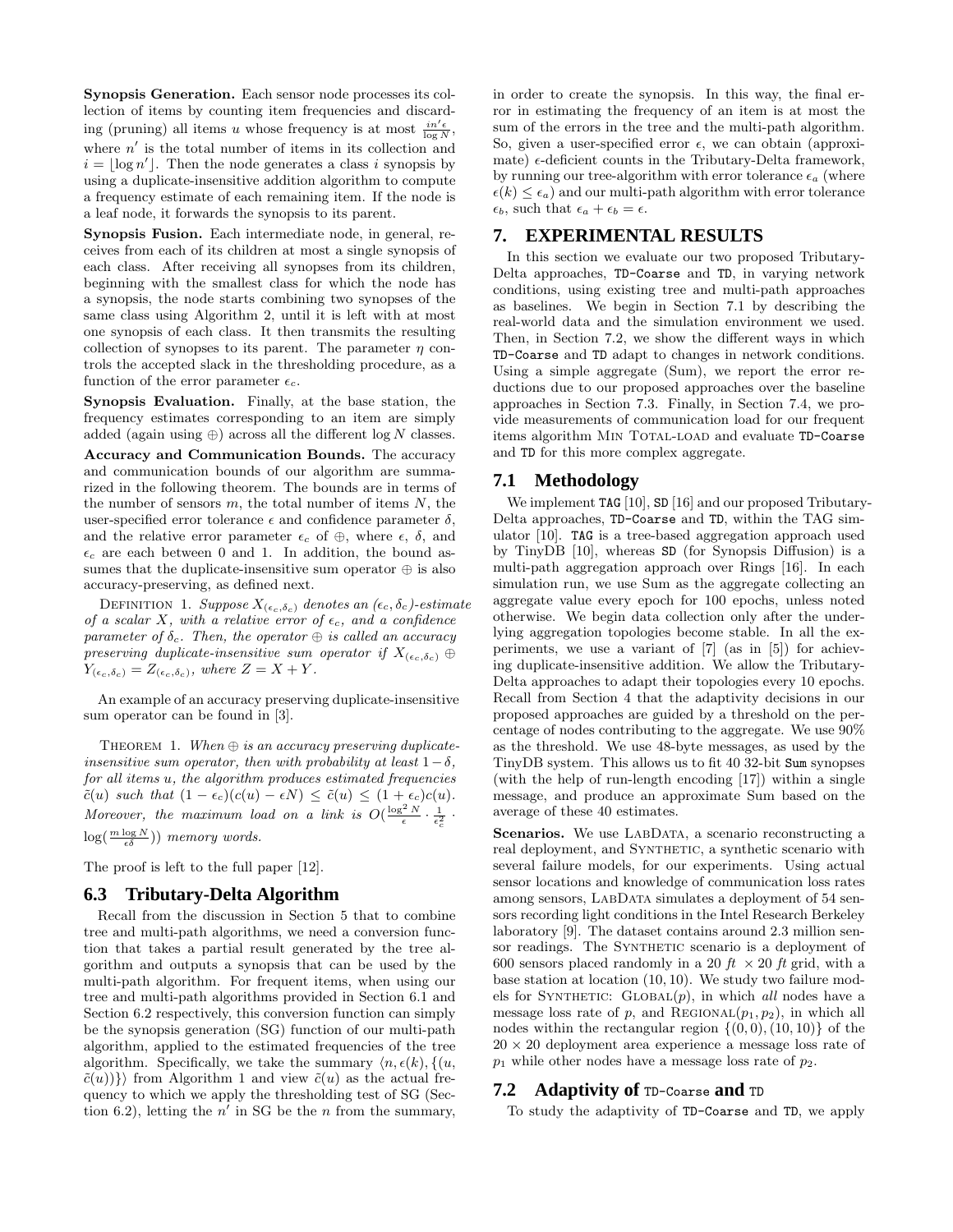**Synopsis Generation.** Each sensor node processes its collection of items by counting item frequencies and discarding (pruning) all items $u$ whose frequency is at most $\frac{in'\epsilon}{\log N}$, where $n'$ is the total number of items in its collection and $i = \lfloor \log n' \rfloor$. Then the node generates a class $i$ synopsis by using a duplicate-insensitive addition algorithm to compute a frequency estimate of each remaining item. If the node is a leaf node, it forwards the synopsis to its parent.

**Synopsis Fusion.** Each intermediate node, in general, receives from each of its children at most a single synopsis of each class. After receiving all synopses from its children, beginning with the smallest class for which the node has a synopsis, the node starts combining two synopses of the same class using Algorithm 2, until it is left with at most one synopsis of each class. It then transmits the resulting collection of synopses to its parent. The parameter $\eta$ controls the accepted slack in the thresholding procedure, as a function of the error parameter $\epsilon_c$.

**Synopsis Evaluation.** Finally, at the base station, the frequency estimates corresponding to an item are simply added (again using $\oplus$) across all the different $\log N$ classes.

**Accuracy and Communication Bounds.** The accuracy and communication bounds of our algorithm are summarized in the following theorem. The bounds are in terms of the number of sensors $m$, the total number of items $N$, the user-specified error tolerance $\epsilon$ and confidence parameter $\delta$, and the relative error parameter $\epsilon_c$ of $\oplus$, where $\epsilon$, $\delta$, and $\epsilon_c$ are each between 0 and 1. In addition, the bound assumes that the duplicate-insensitive sum operator $\oplus$ is also accuracy-preserving, as defined next.

DEFINITION 1. *Suppose $X_{(\epsilon_c,\delta_c)}$ denotes an $(\epsilon_c,\delta_c)$-estimate of a scalar $X$, with a relative error of $\epsilon_c$, and a confidence parameter of $\delta_c$. Then, the operator $\oplus$ is called an accuracy preserving duplicate-insensitive sum operator if $X_{(\epsilon_c,\delta_c)} \oplus Y_{(\epsilon_c,\delta_c)} = Z_{(\epsilon_c,\delta_c)}$, where $Z = X + Y$.*

An example of an accuracy preserving duplicate-insensitive sum operator can be found in [3].

THEOREM 1. *When $\oplus$ is an accuracy preserving duplicate-insensitive sum operator, then with probability at least $1-\delta$, for all items $u$, the algorithm produces estimated frequencies $\tilde{c}(u)$ such that $(1-\epsilon_c)(c(u) - \epsilon N) \leq \tilde{c}(u) \leq (1+\epsilon_c)c(u)$. Moreover, the maximum load on a link is $O(\frac{\log^2 N}{\epsilon} \cdot \frac{1}{\epsilon_c^2} \cdot \log(\frac{m \log N}{\epsilon\delta}))$ memory words.*

The proof is left to the full paper [12].

## 6.3 Tributary-Delta Algorithm

Recall from the discussion in Section 5 that to combine tree and multi-path algorithms, we need a conversion function that takes a partial result generated by the tree algorithm and outputs a synopsis that can be used by the multi-path algorithm. For frequent items, when using our tree and multi-path algorithms provided in Section 6.1 and Section 6.2 respectively, this conversion function can simply be the synopsis generation (SG) function of our multi-path algorithm, applied to the estimated frequencies of the tree algorithm. Specifically, we take the summary $\langle n, \epsilon(k), \{(u, \tilde{c}(u))\}\rangle$ from Algorithm 1 and view $\tilde{c}(u)$ as the actual frequency to which we apply the thresholding test of SG (Section 6.2), letting the $n'$ in SG be the $n$ from the summary, in order to create the synopsis. In this way, the final error in estimating the frequency of an item is at most the sum of the errors in the tree and the multi-path algorithm. So, given a user-specified error $\epsilon$, we can obtain (approximate) $\epsilon$-deficient counts in the Tributary-Delta framework, by running our tree-algorithm with error tolerance $\epsilon_a$ (where $\epsilon(k) \leq \epsilon_a$) and our multi-path algorithm with error tolerance $\epsilon_b$, such that $\epsilon_a + \epsilon_b = \epsilon$.

# 7. EXPERIMENTAL RESULTS

In this section we evaluate our two proposed Tributary-Delta approaches, `TD-Coarse` and `TD`, in varying network conditions, using existing tree and multi-path approaches as baselines. We begin in Section 7.1 by describing the real-world data and the simulation environment we used. Then, in Section 7.2, we show the different ways in which `TD-Coarse` and `TD` adapt to changes in network conditions. Using a simple aggregate (Sum), we report the error reductions due to our proposed approaches over the baseline approaches in Section 7.3. Finally, in Section 7.4, we provide measurements of communication load for our frequent items algorithm MIN TOTAL-LOAD and evaluate `TD-Coarse` and `TD` for this more complex aggregate.

## 7.1 Methodology

We implement `TAG` [10], `SD` [16] and our proposed Tributary-Delta approaches, `TD-Coarse` and `TD`, within the TAG simulator [10]. `TAG` is a tree-based aggregation approach used by TinyDB [10], whereas `SD` (for Synopsis Diffusion) is a multi-path aggregation approach over Rings [16]. In each simulation run, we use Sum as the aggregate collecting an aggregate value every epoch for 100 epochs, unless noted otherwise. We begin data collection only after the underlying aggregation topologies become stable. In all the experiments, we use a variant of [7] (as in [5]) for achieving duplicate-insensitive addition. We allow the Tributary-Delta approaches to adapt their topologies every 10 epochs. Recall from Section 4 that the adaptivity decisions in our proposed approaches are guided by a threshold on the percentage of nodes contributing to the aggregate. We use 90% as the threshold. We use 48-byte messages, as used by the TinyDB system. This allows us to fit 40 32-bit `Sum` synopses (with the help of run-length encoding [17]) within a single message, and produce an approximate Sum based on the average of these 40 estimates.

**Scenarios.** We use LABDATA, a scenario reconstructing a real deployment, and SYNTHETIC, a synthetic scenario with several failure models, for our experiments. Using actual sensor locations and knowledge of communication loss rates among sensors, LABDATA simulates a deployment of 54 sensors recording light conditions in the Intel Research Berkeley laboratory [9]. The dataset contains around 2.3 million sensor readings. The SYNTHETIC scenario is a deployment of 600 sensors placed randomly in a 20 *ft* × 20 *ft* grid, with a base station at location (10, 10). We study two failure models for SYNTHETIC: GLOBAL($p$), in which *all* nodes have a message loss rate of $p$, and REGIONAL($p_1, p_2$), in which all nodes within the rectangular region $\{(0,0),(10,10)\}$ of the $20 \times 20$ deployment area experience a message loss rate of $p_1$ while other nodes have a message loss rate of $p_2$.

## 7.2 Adaptivity of `TD-Coarse` and `TD`

To study the adaptivity of `TD-Coarse` and `TD`, we apply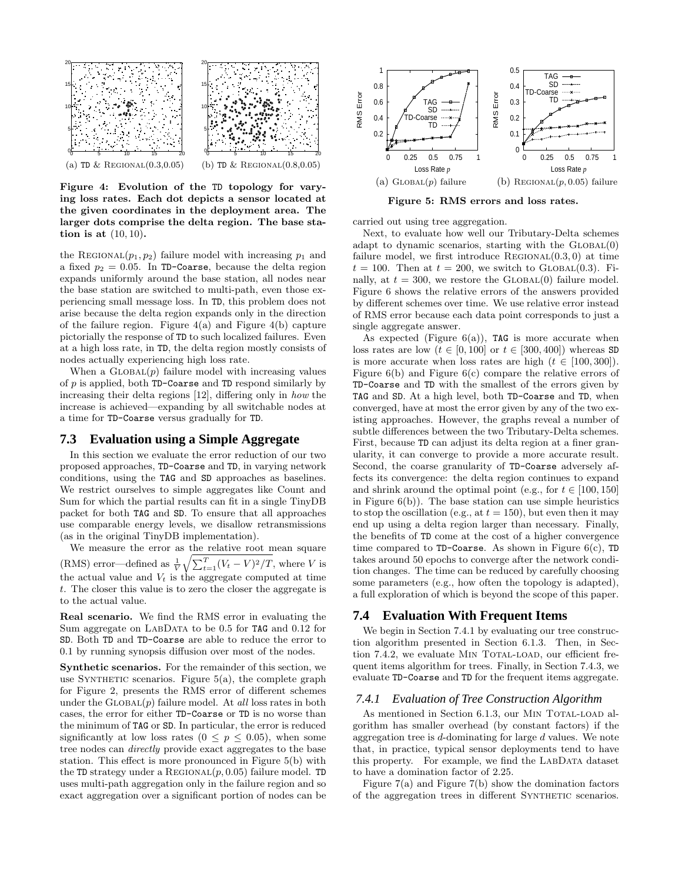(a) TD & REGIONAL(0.3,0.05)

(b) TD & REGIONAL(0.8,0.05)

**Figure 4: Evolution of the TD topology for varying loss rates. Each dot depicts a sensor located at the given coordinates in the deployment area. The larger dots comprise the delta region. The base station is at (10, 10).**

the REGIONAL($p_1, p_2$) failure model with increasing $p_1$ and a fixed $p_2 = 0.05$. In TD-Coarse, because the delta region expands uniformly around the base station, all nodes near the base station are switched to multi-path, even those experiencing small message loss. In TD, this problem does not arise because the delta region expands only in the direction of the failure region. Figure 4(a) and Figure 4(b) capture pictorially the response of TD to such localized failures. Even at a high loss rate, in TD, the delta region mostly consists of nodes actually experiencing high loss rate.

When a GLOBAL($p$) failure model with increasing values of $p$ is applied, both TD-Coarse and TD respond similarly by increasing their delta regions [12], differing only in *how* the increase is achieved—expanding by all switchable nodes at a time for TD-Coarse versus gradually for TD.

## 7.3 Evaluation using a Simple Aggregate

In this section we evaluate the error reduction of our two proposed approaches, TD-Coarse and TD, in varying network conditions, using the TAG and SD approaches as baselines. We restrict ourselves to simple aggregates like Count and Sum for which the partial results can fit in a single TinyDB packet for both TAG and SD. To ensure that all approaches use comparable energy levels, we disallow retransmissions (as in the original TinyDB implementation).

We measure the error as the relative root mean square (RMS) error—defined as $\frac{1}{V}\sqrt{\sum_{t=1}^{T}(V_t - V)^2/T}$, where $V$ is the actual value and $V_t$ is the aggregate computed at time $t$. The closer this value is to zero the closer the aggregate is to the actual value.

**Real scenario.** We find the RMS error in evaluating the Sum aggregate on LABDATA to be 0.5 for TAG and 0.12 for SD. Both TD and TD-Coarse are able to reduce the error to 0.1 by running synopsis diffusion over most of the nodes.

**Synthetic scenarios.** For the remainder of this section, we use SYNTHETIC scenarios. Figure 5(a), the complete graph for Figure 2, presents the RMS error of different schemes under the GLOBAL($p$) failure model. At *all* loss rates in both cases, the error for either TD-Coarse or TD is no worse than the minimum of TAG or SD. In particular, the error is reduced significantly at low loss rates ($0 \le p \le 0.05$), when some tree nodes can *directly* provide exact aggregates to the base station. This effect is more pronounced in Figure 5(b) with the TD strategy under a REGIONAL($p$, 0.05) failure model. TD uses multi-path aggregation only in the failure region and so exact aggregation over a significant portion of nodes can be carried out using tree aggregation.

(a) GLOBAL($p$) failure

(b) REGIONAL($p$, 0.05) failure

**Figure 5: RMS errors and loss rates.**

Next, to evaluate how well our Tributary-Delta schemes adapt to dynamic scenarios, starting with the GLOBAL(0) failure model, we first introduce REGIONAL(0.3, 0) at time $t = 100$. Then at $t = 200$, we switch to GLOBAL(0.3). Finally, at $t = 300$, we restore the GLOBAL(0) failure model. Figure 6 shows the relative errors of the answers provided by different schemes over time. We use relative error instead of RMS error because each data point corresponds to just a single aggregate answer.

As expected (Figure 6(a)), TAG is more accurate when loss rates are low ($t \in [0, 100]$ or $t \in [300, 400]$) whereas SD is more accurate when loss rates are high ($t \in [100, 300]$). Figure 6(b) and Figure 6(c) compare the relative errors of TD-Coarse and TD with the smallest of the errors given by TAG and SD. At a high level, both TD-Coarse and TD, when converged, have at most the error given by any of the two existing approaches. However, the graphs reveal a number of subtle differences between the two Tributary-Delta schemes. First, because TD can adjust its delta region at a finer granularity, it can converge to provide a more accurate result. Second, the coarse granularity of TD-Coarse adversely affects its convergence: the delta region continues to expand and shrink around the optimal point (e.g., for $t \in [100, 150]$ in Figure 6(b)). The base station can use simple heuristics to stop the oscillation (e.g., at $t = 150$), but even then it may end up using a delta region larger than necessary. Finally, the benefits of TD come at the cost of a higher convergence time compared to TD-Coarse. As shown in Figure 6(c), TD takes around 50 epochs to converge after the network condition changes. The time can be reduced by carefully choosing some parameters (e.g., how often the topology is adapted), a full exploration of which is beyond the scope of this paper.

## 7.4 Evaluation With Frequent Items

We begin in Section 7.4.1 by evaluating our tree construction algorithm presented in Section 6.1.3. Then, in Section 7.4.2, we evaluate MIN TOTAL-LOAD, our efficient frequent items algorithm for trees. Finally, in Section 7.4.3, we evaluate TD-Coarse and TD for the frequent items aggregate.

### 7.4.1 Evaluation of Tree Construction Algorithm

As mentioned in Section 6.1.3, our MIN TOTAL-LOAD algorithm has smaller overhead (by constant factors) if the aggregation tree is $d$-dominating for large $d$ values. We note that, in practice, typical sensor deployments tend to have this property. For example, we find the LABDATA dataset to have a domination factor of 2.25.

Figure 7(a) and Figure 7(b) show the domination factors of the aggregation trees in different SYNTHETIC scenarios.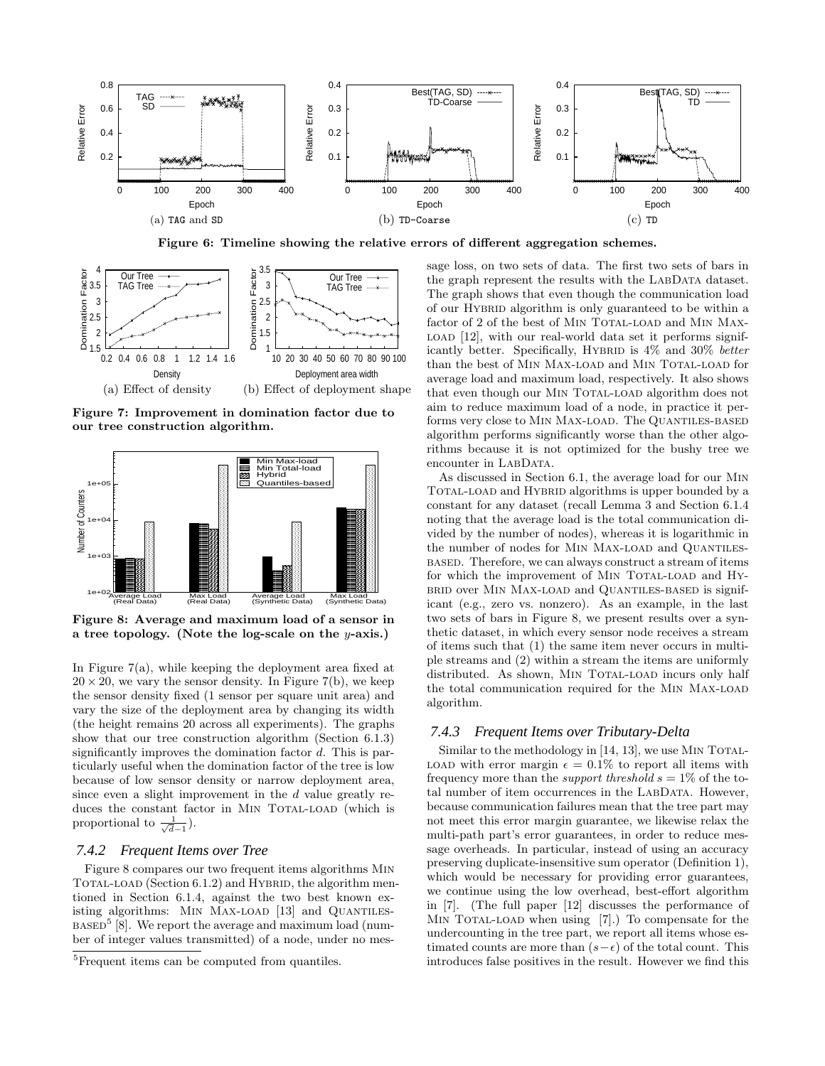Figure 6: Timeline showing the relative errors of different aggregation schemes.

(a) TAG and SD (b) TD-Coarse (c) TD

Figure 7: Improvement in domination factor due to our tree construction algorithm.

(a) Effect of density (b) Effect of deployment shape

Figure 8: Average and maximum load of a sensor in a tree topology. (Note the log-scale on the $y$-axis.)

In Figure 7(a), while keeping the deployment area fixed at $20 \times 20$, we vary the sensor density. In Figure 7(b), we keep the sensor density fixed (1 sensor per square unit area) and vary the size of the deployment area by changing its width (the height remains 20 across all experiments). The graphs show that our tree construction algorithm (Section 6.1.3) significantly improves the domination factor $d$. This is particularly useful when the domination factor of the tree is low because of low sensor density or narrow deployment area, since even a slight improvement in the $d$ value greatly reduces the constant factor in MIN TOTAL-LOAD (which is proportional to $\frac{1}{\sqrt{d}-1}$).

### 7.4.2 Frequent Items over Tree

Figure 8 compares our two frequent items algorithms MIN TOTAL-LOAD (Section 6.1.2) and HYBRID, the algorithm mentioned in Section 6.1.4, against the two best known existing algorithms: MIN MAX-LOAD [13] and QUANTILES-BASED[5] [8]. We report the average and maximum load (number of integer values transmitted) of a node, under no message loss, on two sets of data. The first two sets of bars in the graph represent the results with the LABDATA dataset. The graph shows that even though the communication load of our HYBRID algorithm is only guaranteed to be within a factor of 2 of the best of MIN TOTAL-LOAD and MIN MAX-LOAD [12], with our real-world data set it performs significantly better. Specifically, HYBRID is 4% and 30% *better* than the best of MIN MAX-LOAD and MIN TOTAL-LOAD for average load and maximum load, respectively. It also shows that even though our MIN TOTAL-LOAD algorithm does not aim to reduce maximum load of a node, in practice it performs very close to MIN MAX-LOAD. The QUANTILES-BASED algorithm performs significantly worse than the other algorithms because it is not optimized for the bushy tree we encounter in LABDATA.

As discussed in Section 6.1, the average load for our MIN TOTAL-LOAD and HYBRID algorithms is upper bounded by a constant for any dataset (recall Lemma 3 and Section 6.1.4 noting that the average load is the total communication divided by the number of nodes), whereas it is logarithmic in the number of nodes for MIN MAX-LOAD and QUANTILES-BASED. Therefore, we can always construct a stream of items for which the improvement of MIN TOTAL-LOAD and HYBRID over MIN MAX-LOAD and QUANTILES-BASED is significant (e.g., zero vs. nonzero). As an example, in the last two sets of bars in Figure 8, we present results over a synthetic dataset, in which every sensor node receives a stream of items such that (1) the same item never occurs in multiple streams and (2) within a stream the items are uniformly distributed. As shown, MIN TOTAL-LOAD incurs only half the total communication required for the MIN MAX-LOAD algorithm.

### 7.4.3 Frequent Items over Tributary-Delta

Similar to the methodology in [14, 13], we use MIN TOTAL-LOAD with error margin $\epsilon = 0.1\%$ to report all items with frequency more than the *support threshold* $s = 1\%$ of the total number of item occurrences in the LABDATA. However, because communication failures mean that the tree part may not meet this error margin guarantee, we likewise relax the multi-path part's error guarantees, in order to reduce message overheads. In particular, instead of using an accuracy preserving duplicate-insensitive sum operator (Definition 1), which would be necessary for providing error guarantees, we continue using the low overhead, best-effort algorithm in [7]. (The full paper [12] discusses the performance of MIN TOTAL-LOAD when using [7].) To compensate for the undercounting in the tree part, we report all items whose estimated counts are more than $(s-\epsilon)$ of the total count. This introduces false positives in the result. However we find this

[5] Frequent items can be computed from quantiles.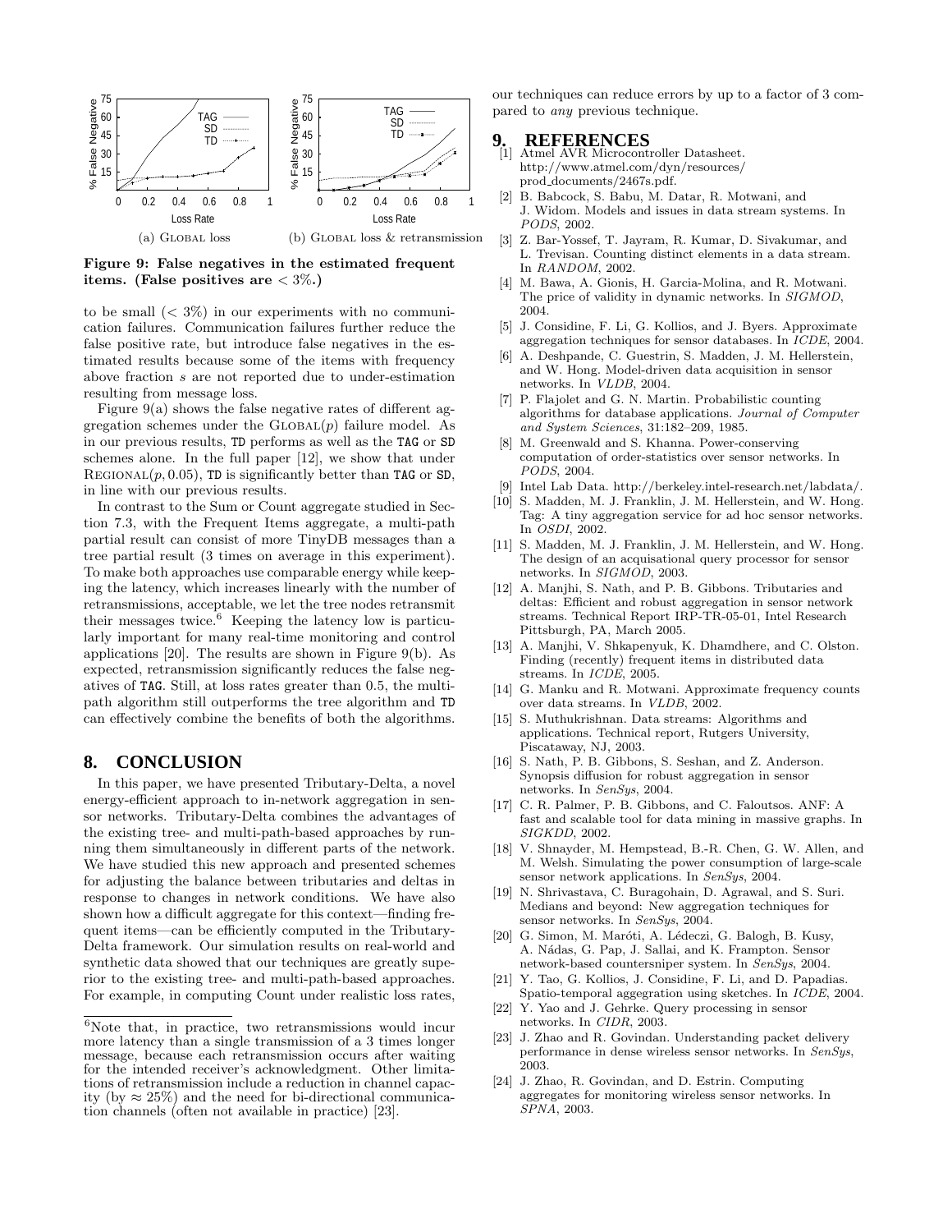% False Negative
75
60
45
30
15
0 0.2 0.4 0.6 0.8 1
Loss Rate
TAG
SD
TD

(a) GLOBAL loss

% False Negative
75
60
45
30
15
0 0.2 0.4 0.6 0.8 1
Loss Rate
TAG
SD
TD

(b) GLOBAL loss & retransmission

**Figure 9: False negatives in the estimated frequent items. (False positives are $< 3\%$.)**

to be small ($< 3\%$) in our experiments with no communication failures. Communication failures further reduce the false positive rate, but introduce false negatives in the estimated results because some of the items with frequency above fraction $s$ are not reported due to under-estimation resulting from message loss.

Figure 9(a) shows the false negative rates of different aggregation schemes under the GLOBAL($p$) failure model. As in our previous results, TD performs as well as the TAG or SD schemes alone. In the full paper [12], we show that under REGIONAL($p$, 0.05), TD is significantly better than TAG or SD, in line with our previous results.

In contrast to the Sum or Count aggregate studied in Section 7.3, with the Frequent Items aggregate, a multi-path partial result can consist of more TinyDB messages than a tree partial result (3 times on average in this experiment). To make both approaches use comparable energy while keeping the latency, which increases linearly with the number of retransmissions, acceptable, we let the tree nodes retransmit their messages twice.[6] Keeping the latency low is particularly important for many real-time monitoring and control applications [20]. The results are shown in Figure 9(b). As expected, retransmission significantly reduces the false negatives of TAG. Still, at loss rates greater than 0.5, the multi-path algorithm still outperforms the tree algorithm and TD can effectively combine the benefits of both the algorithms.

## 8. CONCLUSION

In this paper, we have presented Tributary-Delta, a novel energy-efficient approach to in-network aggregation in sensor networks. Tributary-Delta combines the advantages of the existing tree- and multi-path-based approaches by running them simultaneously in different parts of the network. We have studied this new approach and presented schemes for adjusting the balance between tributaries and deltas in response to changes in network conditions. We have also shown how a difficult aggregate for this context—finding frequent items—can be efficiently computed in the Tributary-Delta framework. Our simulation results on real-world and synthetic data showed that our techniques are greatly superior to the existing tree- and multi-path-based approaches. For example, in computing Count under realistic loss rates, our techniques can reduce errors by up to a factor of 3 compared to *any* previous technique.

[6]Note that, in practice, two retransmissions would incur more latency than a single transmission of a 3 times longer message, because each retransmission occurs after waiting for the intended receiver's acknowledgment. Other limitations of retransmission include a reduction in channel capacity (by $\approx 25\%$) and the need for bi-directional communication channels (often not available in practice) [23].

## 9. REFERENCES

[1] Atmel AVR Microcontroller Datasheet. http://www.atmel.com/dyn/resources/prod_documents/2467s.pdf.

[2] B. Babcock, S. Babu, M. Datar, R. Motwani, and J. Widom. Models and issues in data stream systems. In *PODS*, 2002.

[3] Z. Bar-Yossef, T. Jayram, R. Kumar, D. Sivakumar, and L. Trevisan. Counting distinct elements in a data stream. In *RANDOM*, 2002.

[4] M. Bawa, A. Gionis, H. Garcia-Molina, and R. Motwani. The price of validity in dynamic networks. In *SIGMOD*, 2004.

[5] J. Considine, F. Li, G. Kollios, and J. Byers. Approximate aggregation techniques for sensor databases. In *ICDE*, 2004.

[6] A. Deshpande, C. Guestrin, S. Madden, J. M. Hellerstein, and W. Hong. Model-driven data acquisition in sensor networks. In *VLDB*, 2004.

[7] P. Flajolet and G. N. Martin. Probabilistic counting algorithms for database applications. *Journal of Computer and System Sciences*, 31:182–209, 1985.

[8] M. Greenwald and S. Khanna. Power-conserving computation of order-statistics over sensor networks. In *PODS*, 2004.

[9] Intel Lab Data. http://berkeley.intel-research.net/labdata/.

[10] S. Madden, M. J. Franklin, J. M. Hellerstein, and W. Hong. Tag: A tiny aggregation service for ad hoc sensor networks. In *OSDI*, 2002.

[11] S. Madden, M. J. Franklin, J. M. Hellerstein, and W. Hong. The design of an acquisitional query processor for sensor networks. In *SIGMOD*, 2003.

[12] A. Manjhi, S. Nath, and P. B. Gibbons. Tributaries and deltas: Efficient and robust aggregation in sensor network streams. Technical Report IRP-TR-05-01, Intel Research Pittsburgh, PA, March 2005.

[13] A. Manjhi, V. Shkapenyuk, K. Dhamdhere, and C. Olston. Finding (recently) frequent items in distributed data streams. In *ICDE*, 2005.

[14] G. Manku and R. Motwani. Approximate frequency counts over data streams. In *VLDB*, 2002.

[15] S. Muthukrishnan. Data streams: Algorithms and applications. Technical report, Rutgers University, Piscataway, NJ, 2003.

[16] S. Nath, P. B. Gibbons, S. Seshan, and Z. Anderson. Synopsis diffusion for robust aggregation in sensor networks. In *SenSys*, 2004.

[17] C. R. Palmer, P. B. Gibbons, and C. Faloutsos. ANF: A fast and scalable tool for data mining in massive graphs. In *SIGKDD*, 2002.

[18] V. Shnayder, M. Hempstead, B.-R. Chen, G. W. Allen, and M. Welsh. Simulating the power consumption of large-scale sensor network applications. In *SenSys*, 2004.

[19] N. Shrivastava, C. Buragohain, D. Agrawal, and S. Suri. Medians and beyond: New aggregation techniques for sensor networks. In *SenSys*, 2004.

[20] G. Simon, M. Maróti, A. Lédeczi, G. Balogh, B. Kusy, A. Nádas, G. Pap, J. Sallai, and K. Frampton. Sensor network-based countersniper system. In *SenSys*, 2004.

[21] Y. Tao, G. Kollios, J. Considine, F. Li, and D. Papadias. Spatio-temporal aggegration using sketches. In *ICDE*, 2004.

[22] Y. Yao and J. Gehrke. Query processing in sensor networks. In *CIDR*, 2003.

[23] J. Zhao and R. Govindan. Understanding packet delivery performance in dense wireless sensor networks. In *SenSys*, 2003.

[24] J. Zhao, R. Govindan, and D. Estrin. Computing aggregates for monitoring wireless sensor networks. In *SPNA*, 2003.